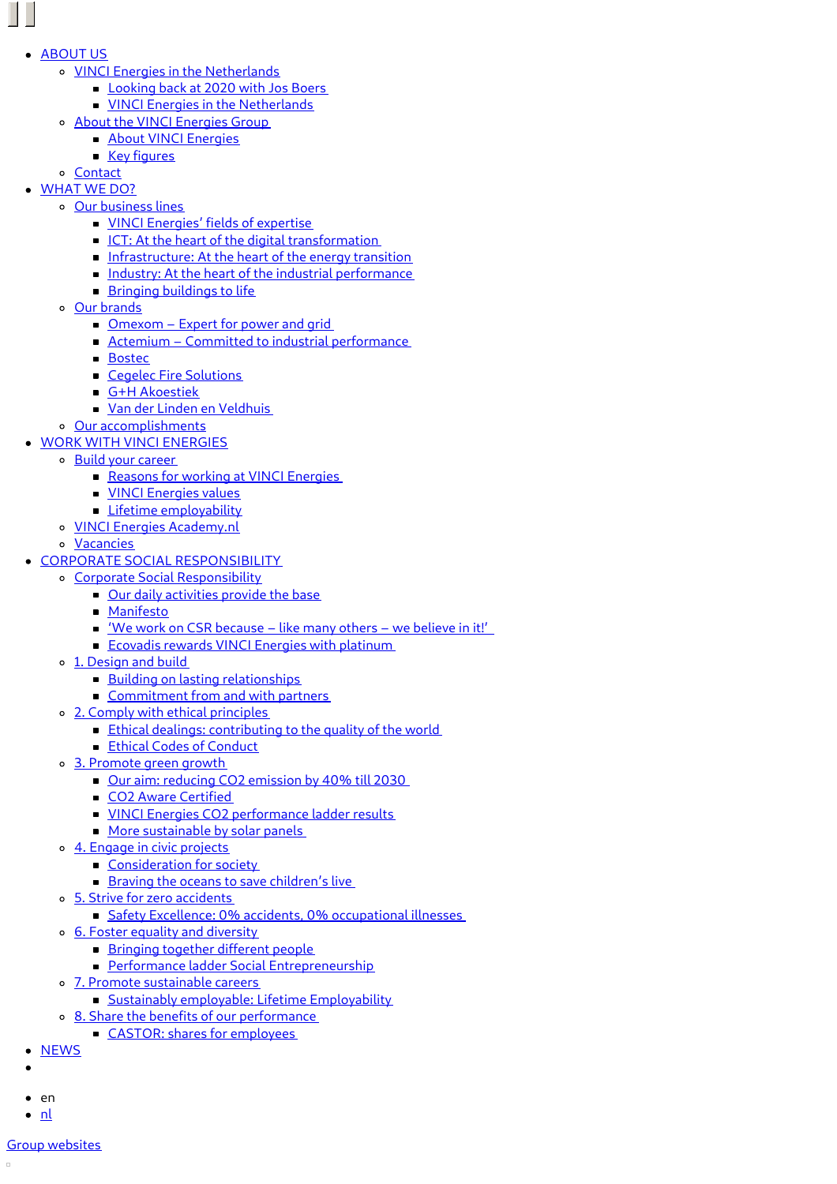- ABOUT US
  - VINCI Energies in the Netherlands
    - Looking back at 2020 with Jos Boers
    - VINCI Energies in the Netherlands
  - About the VINCI Energies Group
    - About VINCI Energies
    - Key figures
  - Contact
- WHAT WE DO?
  - Our business lines
    - VINCI Energies' fields of expertise
    - ICT: At the heart of the digital transformation
    - Infrastructure: At the heart of the energy transition
    - Industry: At the heart of the industrial performance
    - Bringing buildings to life
  - Our brands
    - Omexom – Expert for power and grid
    - Actemium – Committed to industrial performance
    - Bostec
    - Cegelec Fire Solutions
    - G+H Akoestiek
    - Van der Linden en Veldhuis
  - Our accomplishments
- WORK WITH VINCI ENERGIES
  - Build your career
    - Reasons for working at VINCI Energies
    - VINCI Energies values
    - Lifetime employability
  - VINCI Energies Academy.nl
  - Vacancies
- CORPORATE SOCIAL RESPONSIBILITY
  - Corporate Social Responsibility
    - Our daily activities provide the base
    - Manifesto
    - 'We work on CSR because – like many others – we believe in it!'
    - Ecovadis rewards VINCI Energies with platinum
  - 1. Design and build
    - Building on lasting relationships
    - Commitment from and with partners
  - 2. Comply with ethical principles
    - Ethical dealings: contributing to the quality of the world
    - Ethical Codes of Conduct
  - 3. Promote green growth
    - Our aim: reducing CO2 emission by 40% till 2030
    - CO2 Aware Certified
    - VINCI Energies CO2 performance ladder results
    - More sustainable by solar panels
  - 4. Engage in civic projects
    - Consideration for society
    - Braving the oceans to save children's live
  - 5. Strive for zero accidents
    - Safety Excellence: 0% accidents, 0% occupational illnesses
  - 6. Foster equality and diversity
    - Bringing together different people
    - Performance ladder Social Entrepreneurship
  - 7. Promote sustainable careers
    - Sustainably employable: Lifetime Employability
  - 8. Share the benefits of our performance
    - CASTOR: shares for employees
- NEWS
- 

- en
- nl

Group websites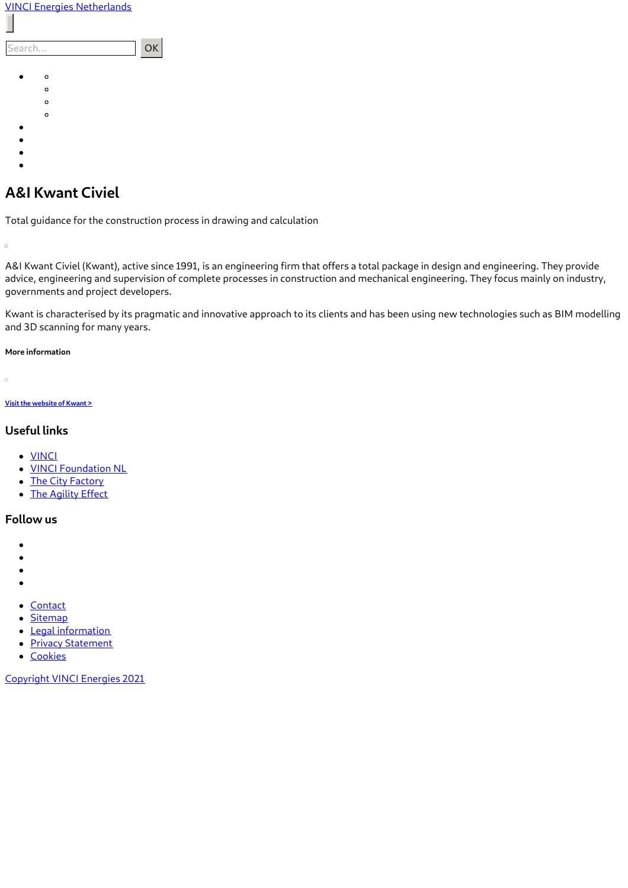VINCI Energies Netherlands

Search... OK

# A&I Kwant Civiel

Total guidance for the construction process in drawing and calculation

A&I Kwant Civiel (Kwant), active since 1991, is an engineering firm that offers a total package in design and engineering. They provide advice, engineering and supervision of complete processes in construction and mechanical engineering. They focus mainly on industry, governments and project developers.

Kwant is characterised by its pragmatic and innovative approach to its clients and has been using new technologies such as BIM modelling and 3D scanning for many years.

**More information**

Visit the website of Kwant >

## Useful links

- VINCI
- VINCI Foundation NL
- The City Factory
- The Agility Effect

## Follow us

- Contact
- Sitemap
- Legal information
- Privacy Statement
- Cookies

Copyright VINCI Energies 2021